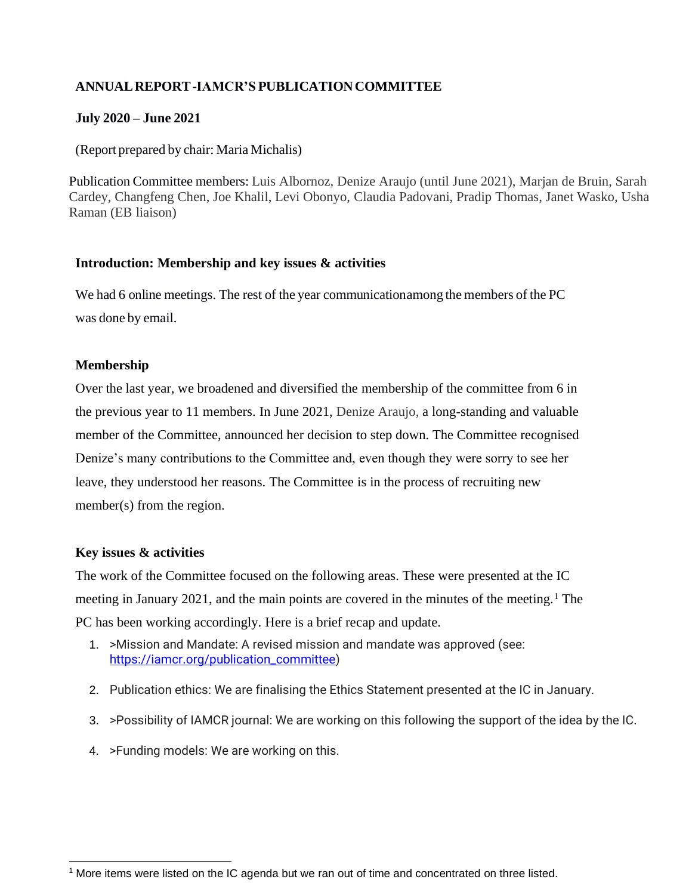# ANNUAL REPORT -IAMCR'S PUBLICATION COMMITTEE

## July 2020 – June 2021

(Report prepared by chair: Maria Michalis)

Publication Committee members: Luis Albornoz, Denize Araujo (until June 2021), Marjan de Bruin, Sarah Cardey, Changfeng Chen, Joe Khalil, Levi Obonyo, Claudia Padovani, Pradip Thomas, Janet Wasko, Usha Raman (EB liaison)

### Introduction: Membership and key issues & activities

We had 6 online meetings. The rest of the year communicationamong the members of the PC was done by email.

### Membership

Over the last year, we broadened and diversified the membership of the committee from 6 in the previous year to 11 members. In June 2021, Denize Araujo, a long-standing and valuable member of the Committee, announced her decision to step down. The Committee recognised Denize's many contributions to the Committee and, even though they were sorry to see her leave, they understood her reasons. The Committee is in the process of recruiting new member(s) from the region.

### Key issues & activities

The work of the Committee focused on the following areas. These were presented at the IC meeting in January 2021, and the main points are covered in the minutes of the meeting.[1] The PC has been working accordingly. Here is a brief recap and update.

1. >Mission and Mandate: A revised mission and mandate was approved (see: https://iamcr.org/publication_committee)
2. Publication ethics: We are finalising the Ethics Statement presented at the IC in January.
3. >Possibility of IAMCR journal: We are working on this following the support of the idea by the IC.
4. >Funding models: We are working on this.

[1] More items were listed on the IC agenda but we ran out of time and concentrated on three listed.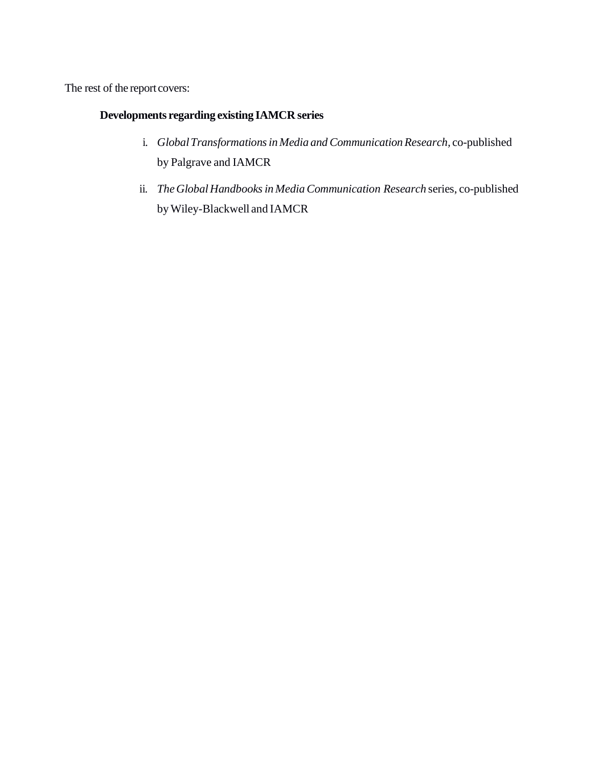The rest of the report covers:

**Developments regarding existing IAMCR series**

i. *Global Transformations in Media and Communication Research,* co-published by Palgrave and IAMCR

ii. *The Global Handbooks in Media Communication Research* series, co-published by Wiley-Blackwell and IAMCR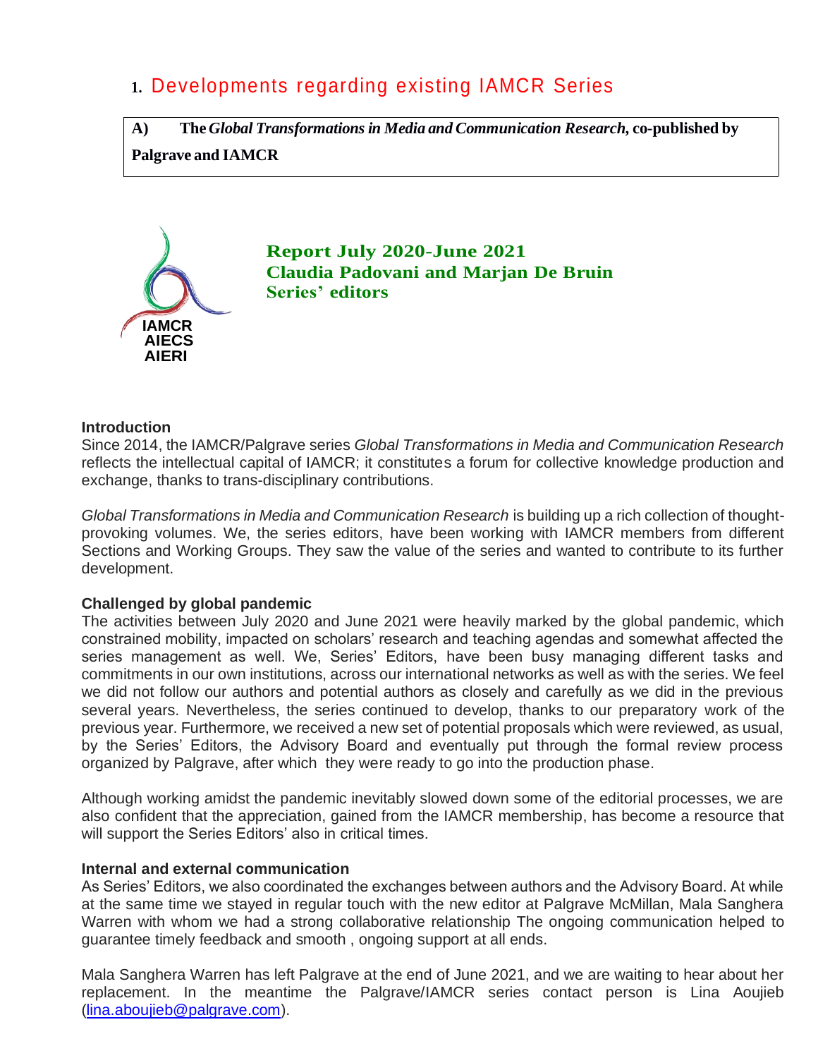# 1. Developments regarding existing IAMCR Series

**A) The *Global Transformations in Media and Communication Research,* co-published by Palgrave and IAMCR**

IAMCR
AIECS
AIERI

**Report July 2020-June 2021**
**Claudia Padovani and Marjan De Bruin**
**Series' editors**

### Introduction

Since 2014, the IAMCR/Palgrave series *Global Transformations in Media and Communication Research* reflects the intellectual capital of IAMCR; it constitutes a forum for collective knowledge production and exchange, thanks to trans-disciplinary contributions.

*Global Transformations in Media and Communication Research* is building up a rich collection of thought-provoking volumes. We, the series editors, have been working with IAMCR members from different Sections and Working Groups. They saw the value of the series and wanted to contribute to its further development.

### Challenged by global pandemic

The activities between July 2020 and June 2021 were heavily marked by the global pandemic, which constrained mobility, impacted on scholars' research and teaching agendas and somewhat affected the series management as well. We, Series' Editors, have been busy managing different tasks and commitments in our own institutions, across our international networks as well as with the series. We feel we did not follow our authors and potential authors as closely and carefully as we did in the previous several years. Nevertheless, the series continued to develop, thanks to our preparatory work of the previous year. Furthermore, we received a new set of potential proposals which were reviewed, as usual, by the Series' Editors, the Advisory Board and eventually put through the formal review process organized by Palgrave, after which they were ready to go into the production phase.

Although working amidst the pandemic inevitably slowed down some of the editorial processes, we are also confident that the appreciation, gained from the IAMCR membership, has become a resource that will support the Series Editors' also in critical times.

### Internal and external communication

As Series' Editors, we also coordinated the exchanges between authors and the Advisory Board. At while at the same time we stayed in regular touch with the new editor at Palgrave McMillan, Mala Sanghera Warren with whom we had a strong collaborative relationship The ongoing communication helped to guarantee timely feedback and smooth , ongoing support at all ends.

Mala Sanghera Warren has left Palgrave at the end of June 2021, and we are waiting to hear about her replacement. In the meantime the Palgrave/IAMCR series contact person is Lina Aoujieb ([lina.aboujieb@palgrave.com](mailto:lina.aboujieb@palgrave.com)).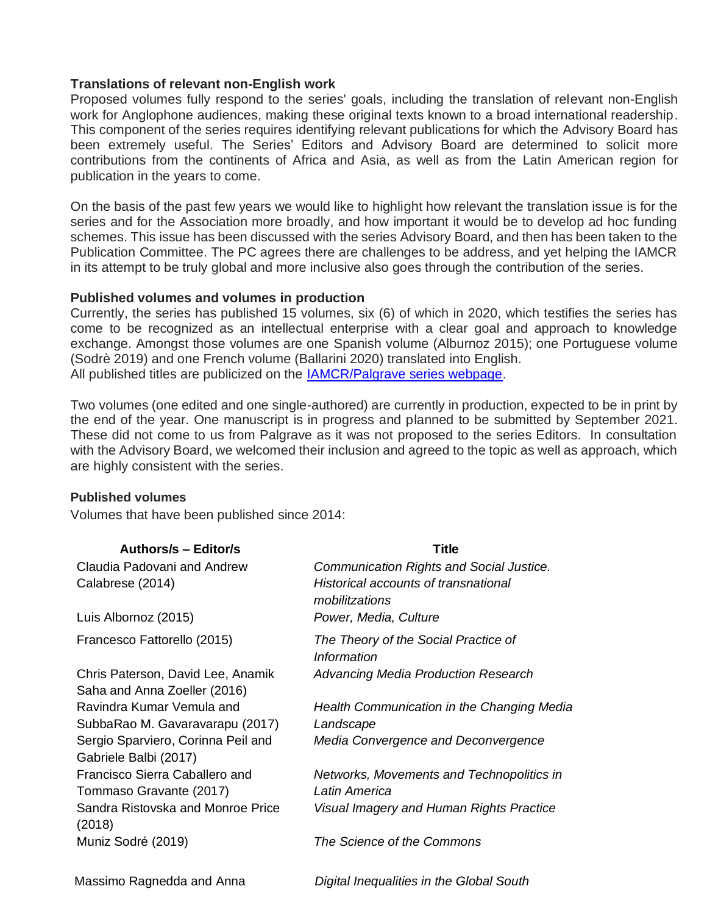### Translations of relevant non-English work

Proposed volumes fully respond to the series' goals, including the translation of relevant non-English work for Anglophone audiences, making these original texts known to a broad international readership. This component of the series requires identifying relevant publications for which the Advisory Board has been extremely useful. The Series' Editors and Advisory Board are determined to solicit more contributions from the continents of Africa and Asia, as well as from the Latin American region for publication in the years to come.

On the basis of the past few years we would like to highlight how relevant the translation issue is for the series and for the Association more broadly, and how important it would be to develop ad hoc funding schemes. This issue has been discussed with the series Advisory Board, and then has been taken to the Publication Committee. The PC agrees there are challenges to be address, and yet helping the IAMCR in its attempt to be truly global and more inclusive also goes through the contribution of the series.

### Published volumes and volumes in production

Currently, the series has published 15 volumes, six (6) of which in 2020, which testifies the series has come to be recognized as an intellectual enterprise with a clear goal and approach to knowledge exchange. Amongst those volumes are one Spanish volume (Alburnoz 2015); one Portuguese volume (Sodrè 2019) and one French volume (Ballarini 2020) translated into English.
All published titles are publicized on the [IAMCR/Palgrave series webpage](IAMCR/Palgrave series webpage).

Two volumes (one edited and one single-authored) are currently in production, expected to be in print by the end of the year. One manuscript is in progress and planned to be submitted by September 2021. These did not come to us from Palgrave as it was not proposed to the series Editors. In consultation with the Advisory Board, we welcomed their inclusion and agreed to the topic as well as approach, which are highly consistent with the series.

### Published volumes

Volumes that have been published since 2014:

| Authors/s – Editor/s | Title |
|---|---|
| Claudia Padovani and Andrew Calabrese (2014) | *Communication Rights and Social Justice. Historical accounts of transnational mobilitzations* |
| Luis Albornoz (2015) | *Power, Media, Culture* |
| Francesco Fattorello (2015) | *The Theory of the Social Practice of Information* |
| Chris Paterson, David Lee, Anamik Saha and Anna Zoeller (2016) | *Advancing Media Production Research* |
| Ravindra Kumar Vemula and SubbaRao M. Gavaravarapu (2017) | *Health Communication in the Changing Media Landscape* |
| Sergio Sparviero, Corinna Peil and Gabriele Balbi (2017) | *Media Convergence and Deconvergence* |
| Francisco Sierra Caballero and Tommaso Gravante (2017) | *Networks, Movements and Technopolitics in Latin America* |
| Sandra Ristovska and Monroe Price (2018) | *Visual Imagery and Human Rights Practice* |
| Muniz Sodré (2019) | *The Science of the Commons* |
| Massimo Ragnedda and Anna | *Digital Inequalities in the Global South* |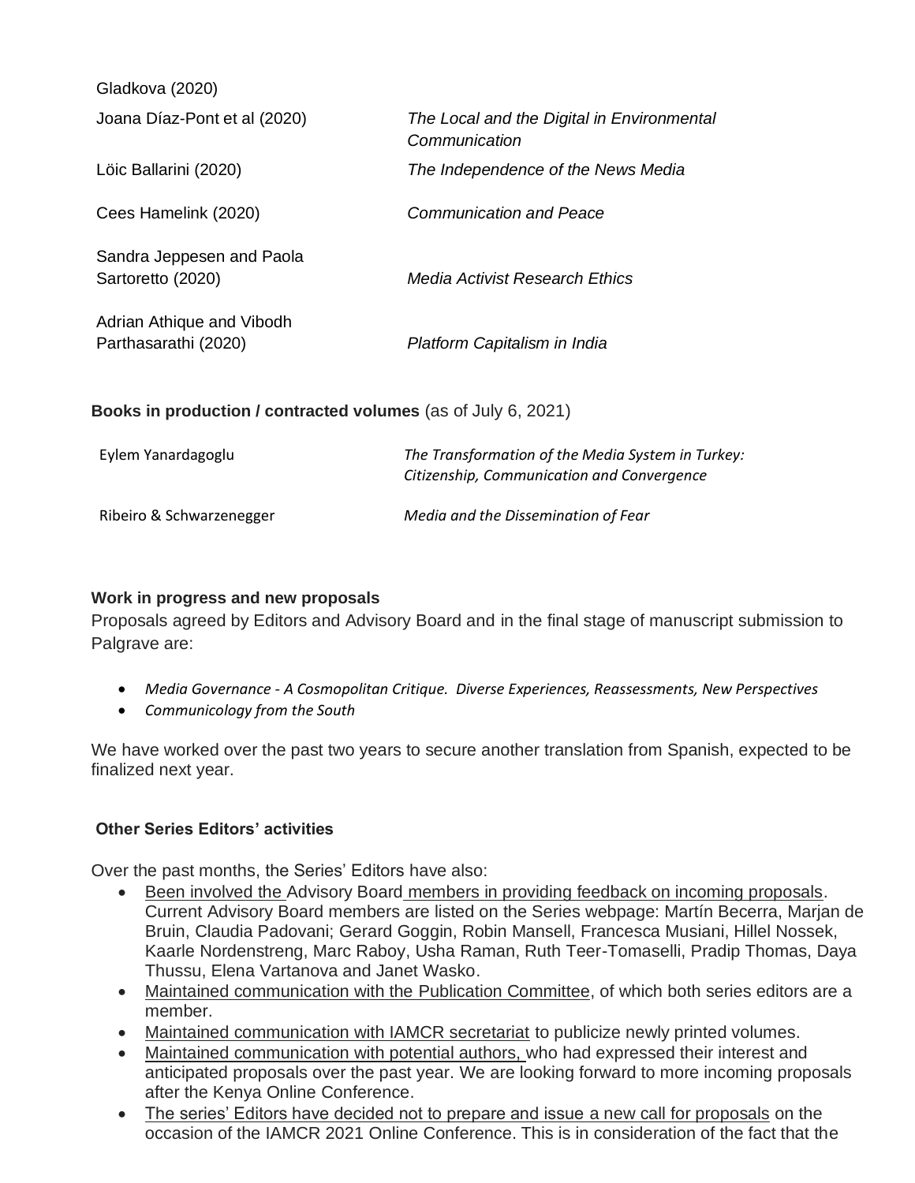| | |
|---|---|
| Gladkova (2020) | |
| Joana Díaz-Pont et al (2020) | *The Local and the Digital in Environmental Communication* |
| Löic Ballarini (2020) | *The Independence of the News Media* |
| Cees Hamelink (2020) | *Communication and Peace* |
| Sandra Jeppesen and Paola Sartoretto (2020) | *Media Activist Research Ethics* |
| Adrian Athique and Vibodh Parthasarathi (2020) | *Platform Capitalism in India* |

**Books in production / contracted volumes** (as of July 6, 2021)

| | |
|---|---|
| Eylem Yanardagoglu | *The Transformation of the Media System in Turkey: Citizenship, Communication and Convergence* |
| Ribeiro & Schwarzenegger | *Media and the Dissemination of Fear* |

**Work in progress and new proposals**

Proposals agreed by Editors and Advisory Board and in the final stage of manuscript submission to Palgrave are:

- *Media Governance - A Cosmopolitan Critique. Diverse Experiences, Reassessments, New Perspectives*
- *Communicology from the South*

We have worked over the past two years to secure another translation from Spanish, expected to be finalized next year.

**Other Series Editors' activities**

Over the past months, the Series' Editors have also:

- Been involved the Advisory Board members in providing feedback on incoming proposals. Current Advisory Board members are listed on the Series webpage: Martín Becerra, Marjan de Bruin, Claudia Padovani; Gerard Goggin, Robin Mansell, Francesca Musiani, Hillel Nossek, Kaarle Nordenstreng, Marc Raboy, Usha Raman, Ruth Teer-Tomaselli, Pradip Thomas, Daya Thussu, Elena Vartanova and Janet Wasko.
- Maintained communication with the Publication Committee, of which both series editors are a member.
- Maintained communication with IAMCR secretariat to publicize newly printed volumes.
- Maintained communication with potential authors, who had expressed their interest and anticipated proposals over the past year. We are looking forward to more incoming proposals after the Kenya Online Conference.
- The series' Editors have decided not to prepare and issue a new call for proposals on the occasion of the IAMCR 2021 Online Conference. This is in consideration of the fact that the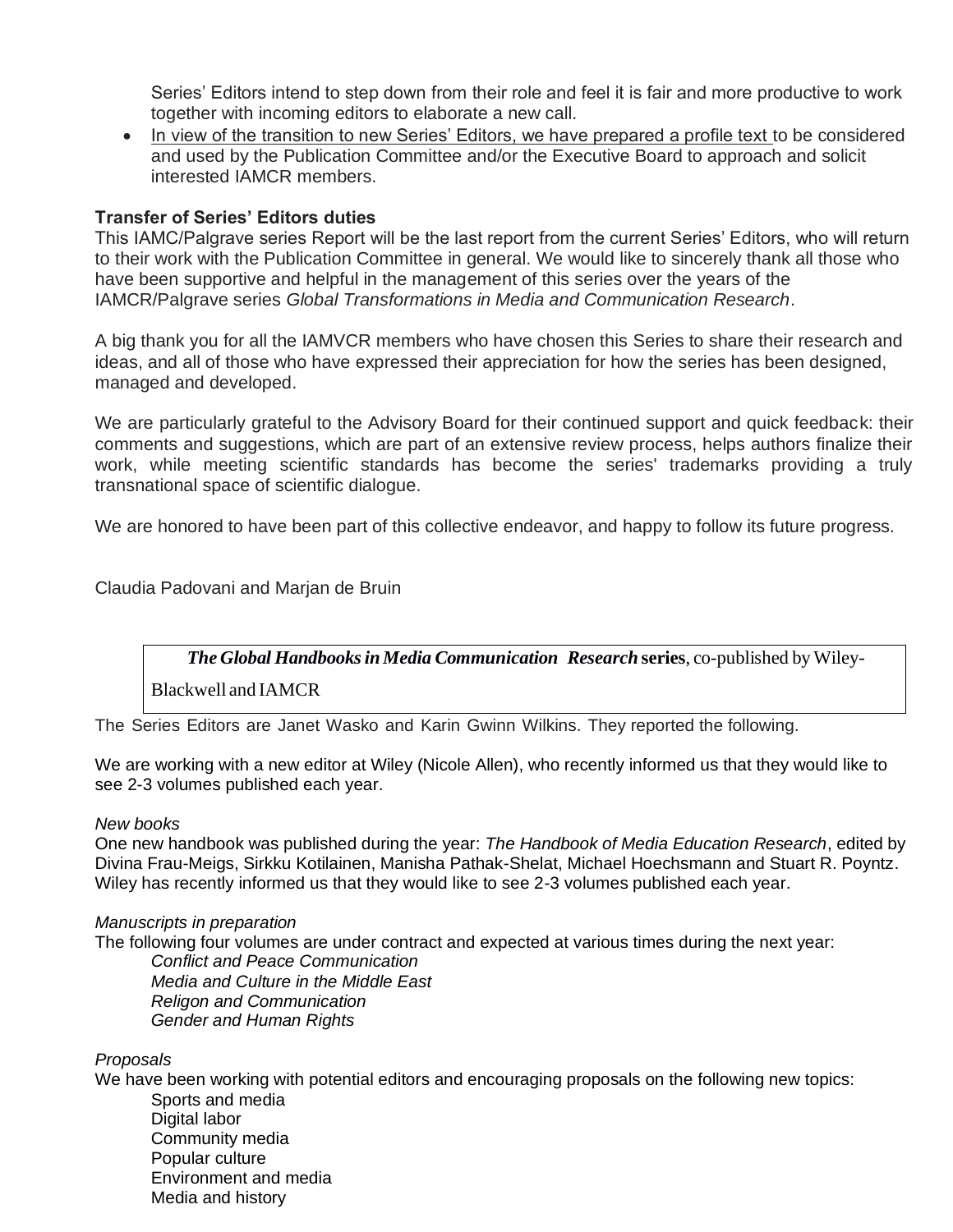Series' Editors intend to step down from their role and feel it is fair and more productive to work together with incoming editors to elaborate a new call.

- In view of the transition to new Series' Editors, we have prepared a profile text to be considered and used by the Publication Committee and/or the Executive Board to approach and solicit interested IAMCR members.

**Transfer of Series' Editors duties**

This IAMC/Palgrave series Report will be the last report from the current Series' Editors, who will return to their work with the Publication Committee in general. We would like to sincerely thank all those who have been supportive and helpful in the management of this series over the years of the IAMCR/Palgrave series *Global Transformations in Media and Communication Research*.

A big thank you for all the IAMVCR members who have chosen this Series to share their research and ideas, and all of those who have expressed their appreciation for how the series has been designed, managed and developed.

We are particularly grateful to the Advisory Board for their continued support and quick feedback: their comments and suggestions, which are part of an extensive review process, helps authors finalize their work, while meeting scientific standards has become the series' trademarks providing a truly transnational space of scientific dialogue.

We are honored to have been part of this collective endeavor, and happy to follow its future progress.

Claudia Padovani and Marjan de Bruin

***The Global Handbooks in Media Communication Research* series**, co-published by Wiley-Blackwell and IAMCR

The Series Editors are Janet Wasko and Karin Gwinn Wilkins. They reported the following.

We are working with a new editor at Wiley (Nicole Allen), who recently informed us that they would like to see 2-3 volumes published each year.

*New books*

One new handbook was published during the year: *The Handbook of Media Education Research*, edited by Divina Frau-Meigs, Sirkku Kotilainen, Manisha Pathak-Shelat, Michael Hoechsmann and Stuart R. Poyntz. Wiley has recently informed us that they would like to see 2-3 volumes published each year.

*Manuscripts in preparation*

The following four volumes are under contract and expected at various times during the next year:

*Conflict and Peace Communication*
*Media and Culture in the Middle East*
*Religon and Communication*
*Gender and Human Rights*

*Proposals*

We have been working with potential editors and encouraging proposals on the following new topics:

Sports and media
Digital labor
Community media
Popular culture
Environment and media
Media and history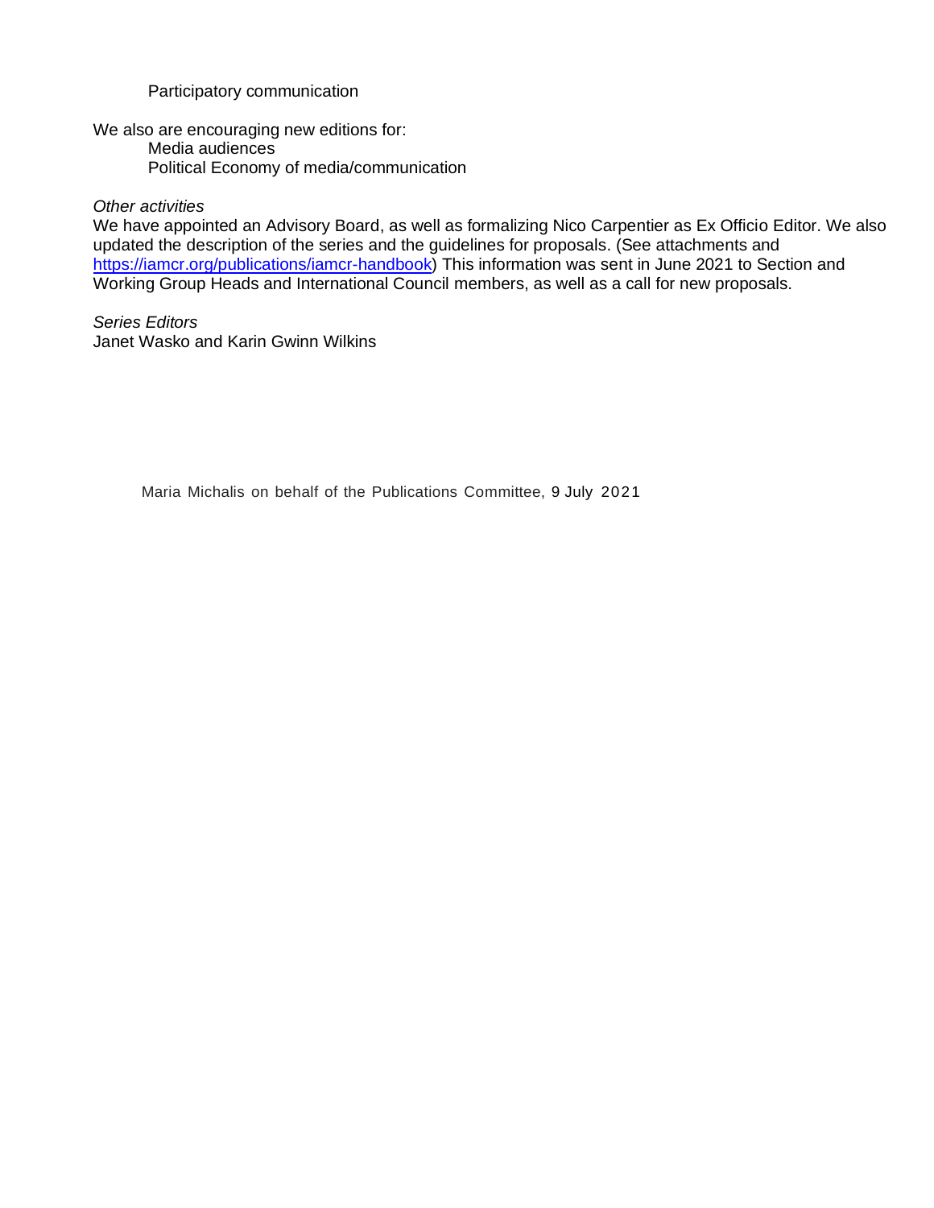Participatory communication

We also are encouraging new editions for:

Media audiences
Political Economy of media/communication

*Other activities*

We have appointed an Advisory Board, as well as formalizing Nico Carpentier as Ex Officio Editor. We also updated the description of the series and the guidelines for proposals. (See attachments and https://iamcr.org/publications/iamcr-handbook) This information was sent in June 2021 to Section and Working Group Heads and International Council members, as well as a call for new proposals.

*Series Editors*

Janet Wasko and Karin Gwinn Wilkins

Maria Michalis on behalf of the Publications Committee, 9 July 2021